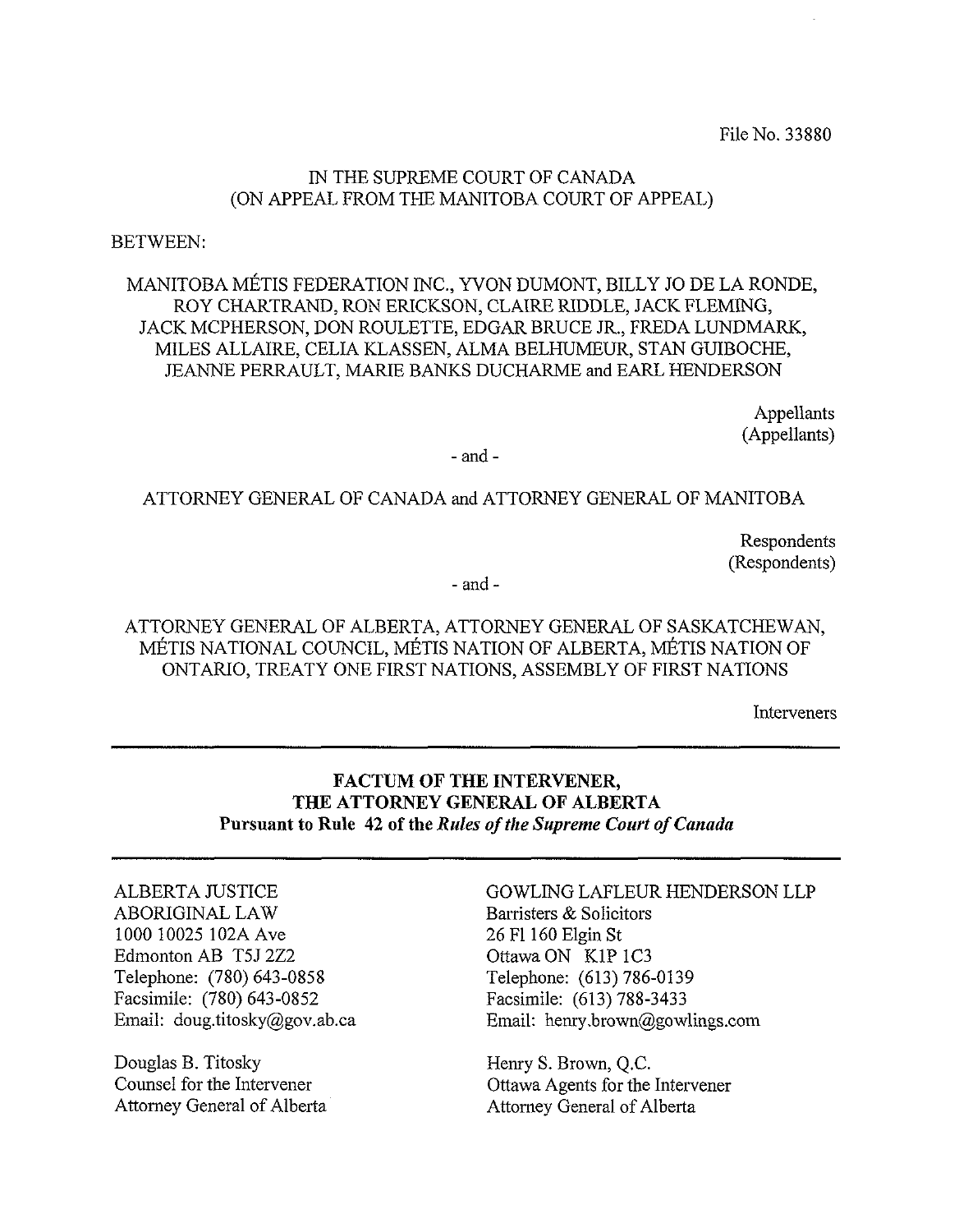File No. 33880

IN THE SUPREME COURT OF CANADA
(ON APPEAL FROM THE MANITOBA COURT OF APPEAL)

BETWEEN:

MANITOBA MÉTIS FEDERATION INC., YVON DUMONT, BILLY JO DE LA RONDE, ROY CHARTRAND, RON ERICKSON, CLAIRE RIDDLE, JACK FLEMING, JACK MCPHERSON, DON ROULETTE, EDGAR BRUCE JR., FREDA LUNDMARK, MILES ALLAIRE, CELIA KLASSEN, ALMA BELHUMEUR, STAN GUIBOCHE, JEANNE PERRAULT, MARIE BANKS DUCHARME and EARL HENDERSON

Appellants
(Appellants)

\- and -

ATTORNEY GENERAL OF CANADA and ATTORNEY GENERAL OF MANITOBA

Respondents
(Respondents)

\- and -

ATTORNEY GENERAL OF ALBERTA, ATTORNEY GENERAL OF SASKATCHEWAN, MÉTIS NATIONAL COUNCIL, MÉTIS NATION OF ALBERTA, MÉTIS NATION OF ONTARIO, TREATY ONE FIRST NATIONS, ASSEMBLY OF FIRST NATIONS

Interveners

---

**FACTUM OF THE INTERVENER,**
**THE ATTORNEY GENERAL OF ALBERTA**
**Pursuant to Rule 42 of the *Rules of the Supreme Court of Canada***

---

ALBERTA JUSTICE
ABORIGINAL LAW
1000 10025 102A Ave
Edmonton AB T5J 2Z2
Telephone: (780) 643-0858
Facsimile: (780) 643-0852
Email: doug.titosky@gov.ab.ca

Douglas B. Titosky
Counsel for the Intervener
Attorney General of Alberta

GOWLING LAFLEUR HENDERSON LLP
Barristers & Solicitors
26 Fl 160 Elgin St
Ottawa ON K1P 1C3
Telephone: (613) 786-0139
Facsimile: (613) 788-3433
Email: henry.brown@gowlings.com

Henry S. Brown, Q.C.
Ottawa Agents for the Intervener
Attorney General of Alberta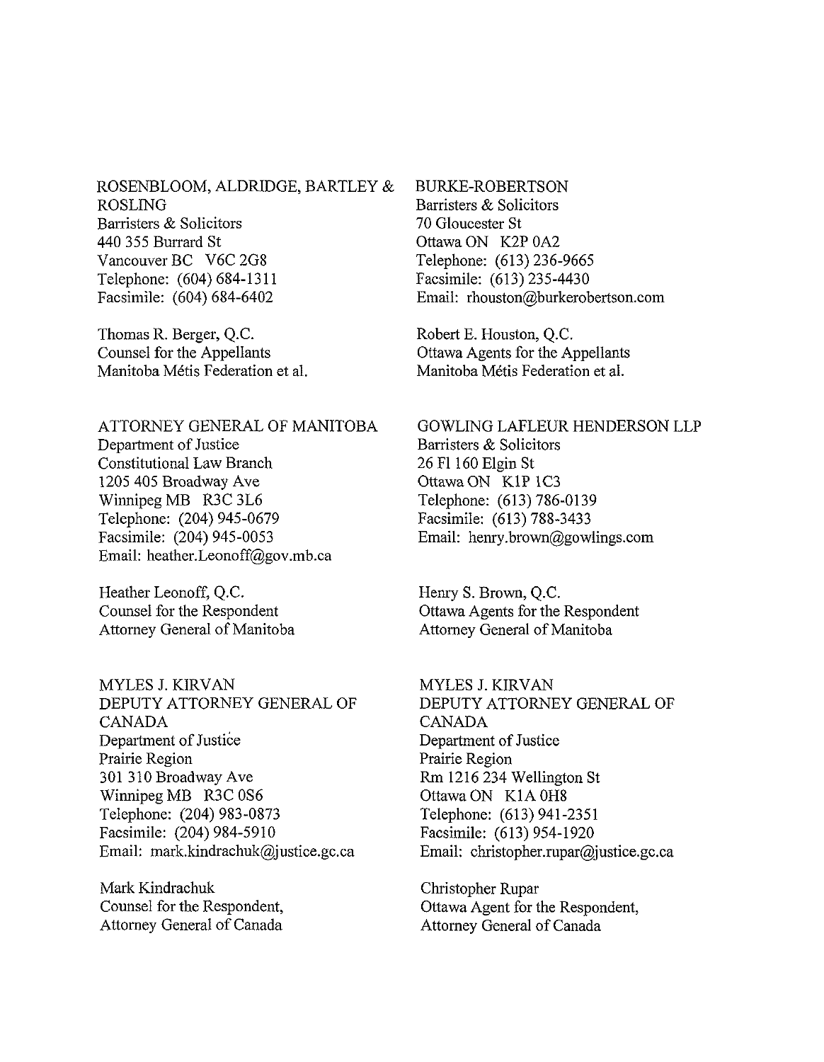ROSENBLOOM, ALDRIDGE, BARTLEY & ROSLING
Barristers & Solicitors
440 355 Burrard St
Vancouver BC V6C 2G8
Telephone: (604) 684-1311
Facsimile: (604) 684-6402

Thomas R. Berger, Q.C.
Counsel for the Appellants
Manitoba Métis Federation et al.

BURKE-ROBERTSON
Barristers & Solicitors
70 Gloucester St
Ottawa ON K2P 0A2
Telephone: (613) 236-9665
Facsimile: (613) 235-4430
Email: rhouston@burkerobertson.com

Robert E. Houston, Q.C.
Ottawa Agents for the Appellants
Manitoba Métis Federation et al.

ATTORNEY GENERAL OF MANITOBA
Department of Justice
Constitutional Law Branch
1205 405 Broadway Ave
Winnipeg MB R3C 3L6
Telephone: (204) 945-0679
Facsimile: (204) 945-0053
Email: heather.Leonoff@gov.mb.ca

Heather Leonoff, Q.C.
Counsel for the Respondent
Attorney General of Manitoba

GOWLING LAFLEUR HENDERSON LLP
Barristers & Solicitors
26 Fl 160 Elgin St
Ottawa ON K1P 1C3
Telephone: (613) 786-0139
Facsimile: (613) 788-3433
Email: henry.brown@gowlings.com

Henry S. Brown, Q.C.
Ottawa Agents for the Respondent
Attorney General of Manitoba

MYLES J. KIRVAN
DEPUTY ATTORNEY GENERAL OF CANADA
Department of Justice
Prairie Region
301 310 Broadway Ave
Winnipeg MB R3C 0S6
Telephone: (204) 983-0873
Facsimile: (204) 984-5910
Email: mark.kindrachuk@justice.gc.ca

Mark Kindrachuk
Counsel for the Respondent,
Attorney General of Canada

MYLES J. KIRVAN
DEPUTY ATTORNEY GENERAL OF CANADA
Department of Justice
Prairie Region
Rm 1216 234 Wellington St
Ottawa ON K1A 0H8
Telephone: (613) 941-2351
Facsimile: (613) 954-1920
Email: christopher.rupar@justice.gc.ca

Christopher Rupar
Ottawa Agent for the Respondent,
Attorney General of Canada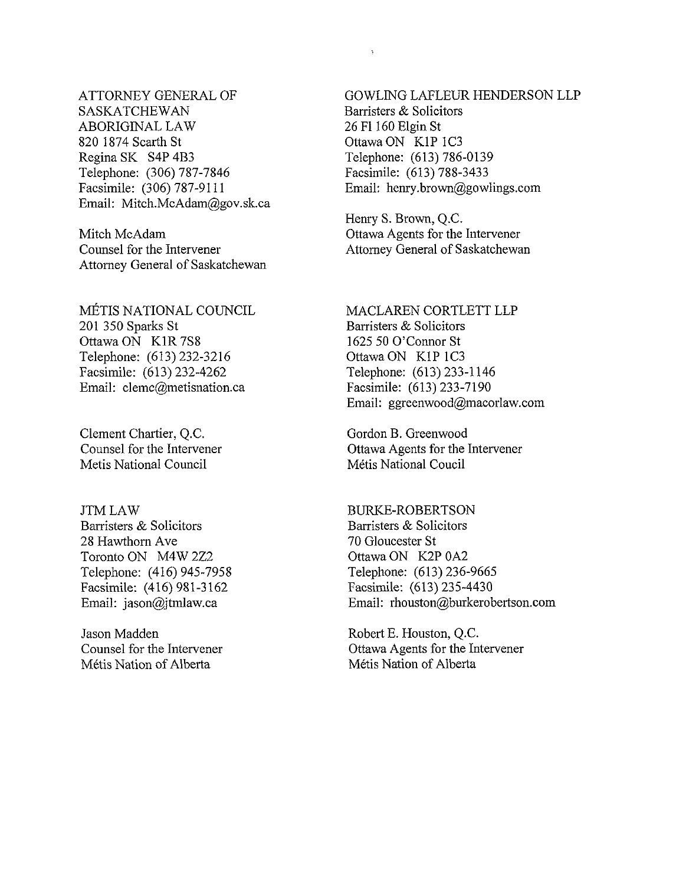ATTORNEY GENERAL OF SASKATCHEWAN
ABORIGINAL LAW
820 1874 Scarth St
Regina SK S4P 4B3
Telephone: (306) 787-7846
Facsimile: (306) 787-9111
Email: Mitch.McAdam@gov.sk.ca

Mitch McAdam
Counsel for the Intervener
Attorney General of Saskatchewan

GOWLING LAFLEUR HENDERSON LLP
Barristers & Solicitors
26 Fl 160 Elgin St
Ottawa ON K1P 1C3
Telephone: (613) 786-0139
Facsimile: (613) 788-3433
Email: henry.brown@gowlings.com

Henry S. Brown, Q.C.
Ottawa Agents for the Intervener
Attorney General of Saskatchewan

MÉTIS NATIONAL COUNCIL
201 350 Sparks St
Ottawa ON K1R 7S8
Telephone: (613) 232-3216
Facsimile: (613) 232-4262
Email: clemc@metisnation.ca

Clement Chartier, Q.C.
Counsel for the Intervener
Metis National Council

MACLAREN CORTLETT LLP
Barristers & Solicitors
1625 50 O'Connor St
Ottawa ON K1P 1C3
Telephone: (613) 233-1146
Facsimile: (613) 233-7190
Email: ggreenwood@macorlaw.com

Gordon B. Greenwood
Ottawa Agents for the Intervener
Métis National Coucil

JTM LAW
Barristers & Solicitors
28 Hawthorn Ave
Toronto ON M4W 2Z2
Telephone: (416) 945-7958
Facsimile: (416) 981-3162
Email: jason@jtmlaw.ca

Jason Madden
Counsel for the Intervener
Métis Nation of Alberta

BURKE-ROBERTSON
Barristers & Solicitors
70 Gloucester St
Ottawa ON K2P 0A2
Telephone: (613) 236-9665
Facsimile: (613) 235-4430
Email: rhouston@burkerobertson.com

Robert E. Houston, Q.C.
Ottawa Agents for the Intervener
Métis Nation of Alberta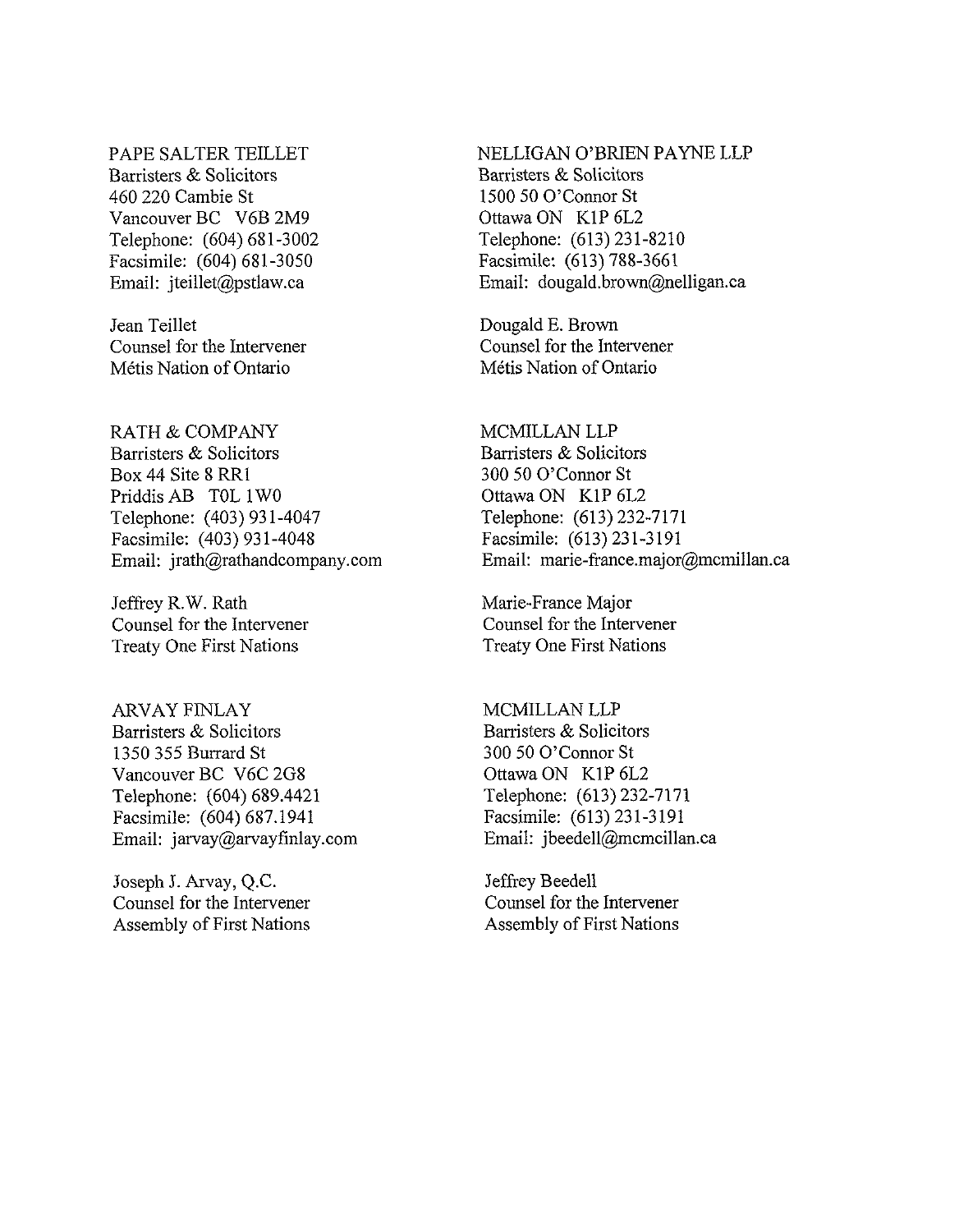PAPE SALTER TEILLET
Barristers & Solicitors
460 220 Cambie St
Vancouver BC V6B 2M9
Telephone: (604) 681-3002
Facsimile: (604) 681-3050
Email: jteillet@pstlaw.ca

Jean Teillet
Counsel for the Intervener
Métis Nation of Ontario

NELLIGAN O'BRIEN PAYNE LLP
Barristers & Solicitors
1500 50 O'Connor St
Ottawa ON K1P 6L2
Telephone: (613) 231-8210
Facsimile: (613) 788-3661
Email: dougald.brown@nelligan.ca

Dougald E. Brown
Counsel for the Intervener
Métis Nation of Ontario

RATH & COMPANY
Barristers & Solicitors
Box 44 Site 8 RR1
Priddis AB T0L 1W0
Telephone: (403) 931-4047
Facsimile: (403) 931-4048
Email: jrath@rathandcompany.com

Jeffrey R.W. Rath
Counsel for the Intervener
Treaty One First Nations

MCMILLAN LLP
Barristers & Solicitors
300 50 O'Connor St
Ottawa ON K1P 6L2
Telephone: (613) 232-7171
Facsimile: (613) 231-3191
Email: marie-france.major@mcmillan.ca

Marie-France Major
Counsel for the Intervener
Treaty One First Nations

ARVAY FINLAY
Barristers & Solicitors
1350 355 Burrard St
Vancouver BC V6C 2G8
Telephone: (604) 689.4421
Facsimile: (604) 687.1941
Email: jarvay@arvayfinlay.com

Joseph J. Arvay, Q.C.
Counsel for the Intervener
Assembly of First Nations

MCMILLAN LLP
Barristers & Solicitors
300 50 O'Connor St
Ottawa ON K1P 6L2
Telephone: (613) 232-7171
Facsimile: (613) 231-3191
Email: jbeedell@mcmcillan.ca

Jeffrey Beedell
Counsel for the Intervener
Assembly of First Nations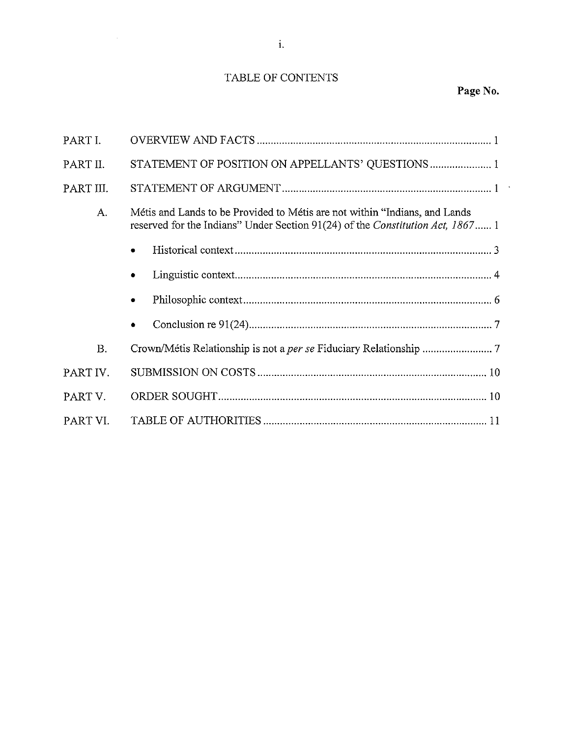# TABLE OF CONTENTS

| | | Page No. |
|---|---|---|
| PART I. | OVERVIEW AND FACTS | 1 |
| PART II. | STATEMENT OF POSITION ON APPELLANTS' QUESTIONS | 1 |
| PART III. | STATEMENT OF ARGUMENT | 1 |
| A. | Métis and Lands to be Provided to Métis are not within "Indians, and Lands reserved for the Indians" Under Section 91(24) of the *Constitution Act, 1867* | 1 |
| | • Historical context | 3 |
| | • Linguistic context | 4 |
| | • Philosophic context | 6 |
| | • Conclusion re 91(24) | 7 |
| B. | Crown/Métis Relationship is not a *per se* Fiduciary Relationship | 7 |
| PART IV. | SUBMISSION ON COSTS | 10 |
| PART V. | ORDER SOUGHT | 10 |
| PART VI. | TABLE OF AUTHORITIES | 11 |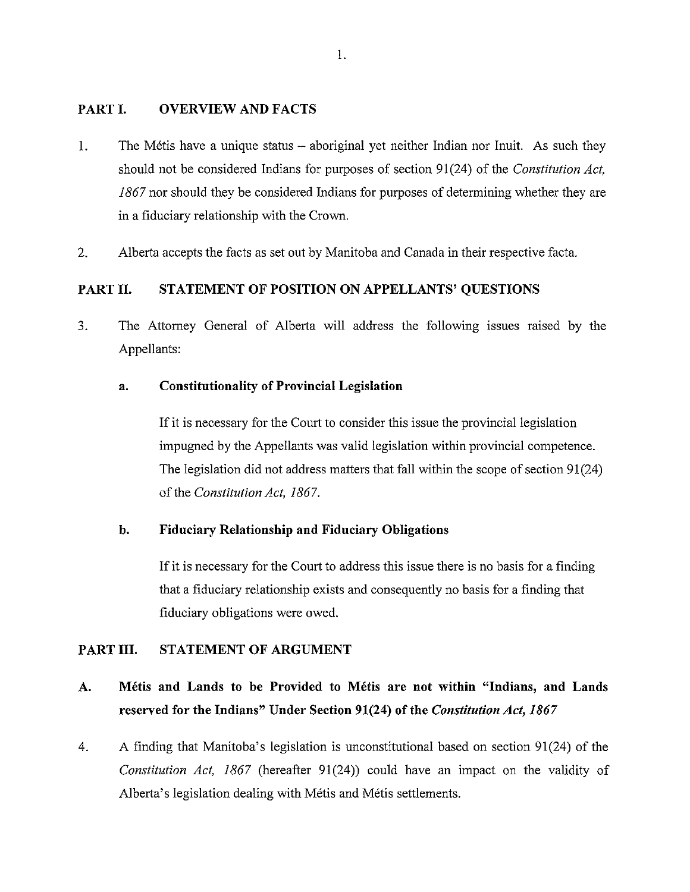## PART I. OVERVIEW AND FACTS

1. The Métis have a unique status – aboriginal yet neither Indian nor Inuit. As such they should not be considered Indians for purposes of section 91(24) of the *Constitution Act, 1867* nor should they be considered Indians for purposes of determining whether they are in a fiduciary relationship with the Crown.

2. Alberta accepts the facts as set out by Manitoba and Canada in their respective facta.

## PART II. STATEMENT OF POSITION ON APPELLANTS' QUESTIONS

3. The Attorney General of Alberta will address the following issues raised by the Appellants:

   **a. Constitutionality of Provincial Legislation**

   If it is necessary for the Court to consider this issue the provincial legislation impugned by the Appellants was valid legislation within provincial competence. The legislation did not address matters that fall within the scope of section 91(24) of the *Constitution Act, 1867*.

   **b. Fiduciary Relationship and Fiduciary Obligations**

   If it is necessary for the Court to address this issue there is no basis for a finding that a fiduciary relationship exists and consequently no basis for a finding that fiduciary obligations were owed.

## PART III. STATEMENT OF ARGUMENT

### A. Métis and Lands to be Provided to Métis are not within "Indians, and Lands reserved for the Indians" Under Section 91(24) of the *Constitution Act, 1867*

4. A finding that Manitoba's legislation is unconstitutional based on section 91(24) of the *Constitution Act, 1867* (hereafter 91(24)) could have an impact on the validity of Alberta's legislation dealing with Métis and Métis settlements.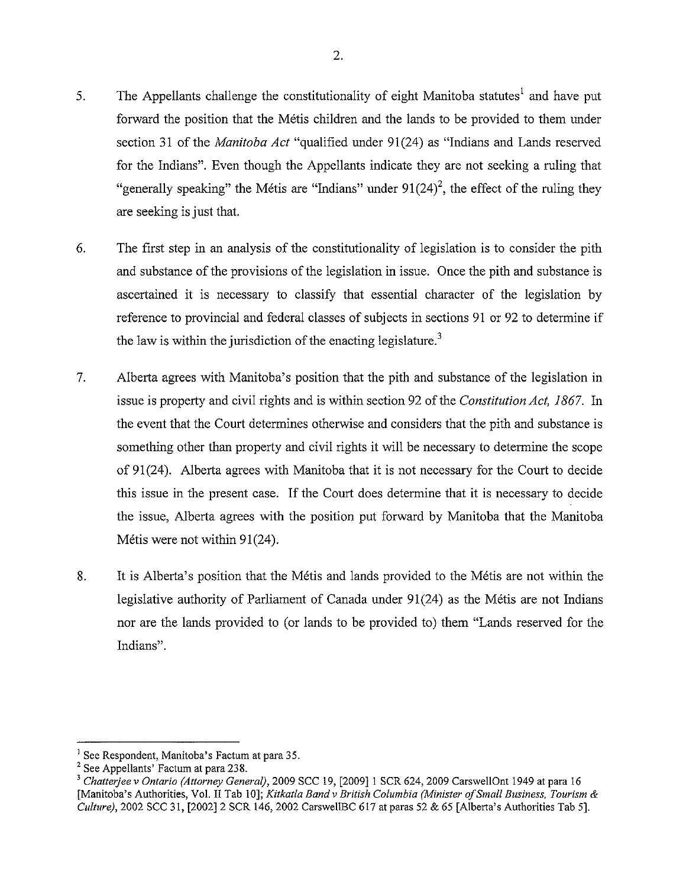5. The Appellants challenge the constitutionality of eight Manitoba statutes[1] and have put forward the position that the Métis children and the lands to be provided to them under section 31 of the *Manitoba Act* "qualified under 91(24) as "Indians and Lands reserved for the Indians". Even though the Appellants indicate they are not seeking a ruling that "generally speaking" the Métis are "Indians" under 91(24)[2], the effect of the ruling they are seeking is just that.

6. The first step in an analysis of the constitutionality of legislation is to consider the pith and substance of the provisions of the legislation in issue. Once the pith and substance is ascertained it is necessary to classify that essential character of the legislation by reference to provincial and federal classes of subjects in sections 91 or 92 to determine if the law is within the jurisdiction of the enacting legislature.[3]

7. Alberta agrees with Manitoba's position that the pith and substance of the legislation in issue is property and civil rights and is within section 92 of the *Constitution Act, 1867*. In the event that the Court determines otherwise and considers that the pith and substance is something other than property and civil rights it will be necessary to determine the scope of 91(24). Alberta agrees with Manitoba that it is not necessary for the Court to decide this issue in the present case. If the Court does determine that it is necessary to decide the issue, Alberta agrees with the position put forward by Manitoba that the Manitoba Métis were not within 91(24).

8. It is Alberta's position that the Métis and lands provided to the Métis are not within the legislative authority of Parliament of Canada under 91(24) as the Métis are not Indians nor are the lands provided to (or lands to be provided to) them "Lands reserved for the Indians".

---

[1] See Respondent, Manitoba's Factum at para 35.

[2] See Appellants' Factum at para 238.

[3] *Chatterjee v Ontario (Attorney General)*, 2009 SCC 19, [2009] 1 SCR 624, 2009 CarswellOnt 1949 at para 16 [Manitoba's Authorities, Vol. II Tab 10]; *Kitkatla Band v British Columbia (Minister of Small Business, Tourism & Culture)*, 2002 SCC 31, [2002] 2 SCR 146, 2002 CarswellBC 617 at paras 52 & 65 [Alberta's Authorities Tab 5].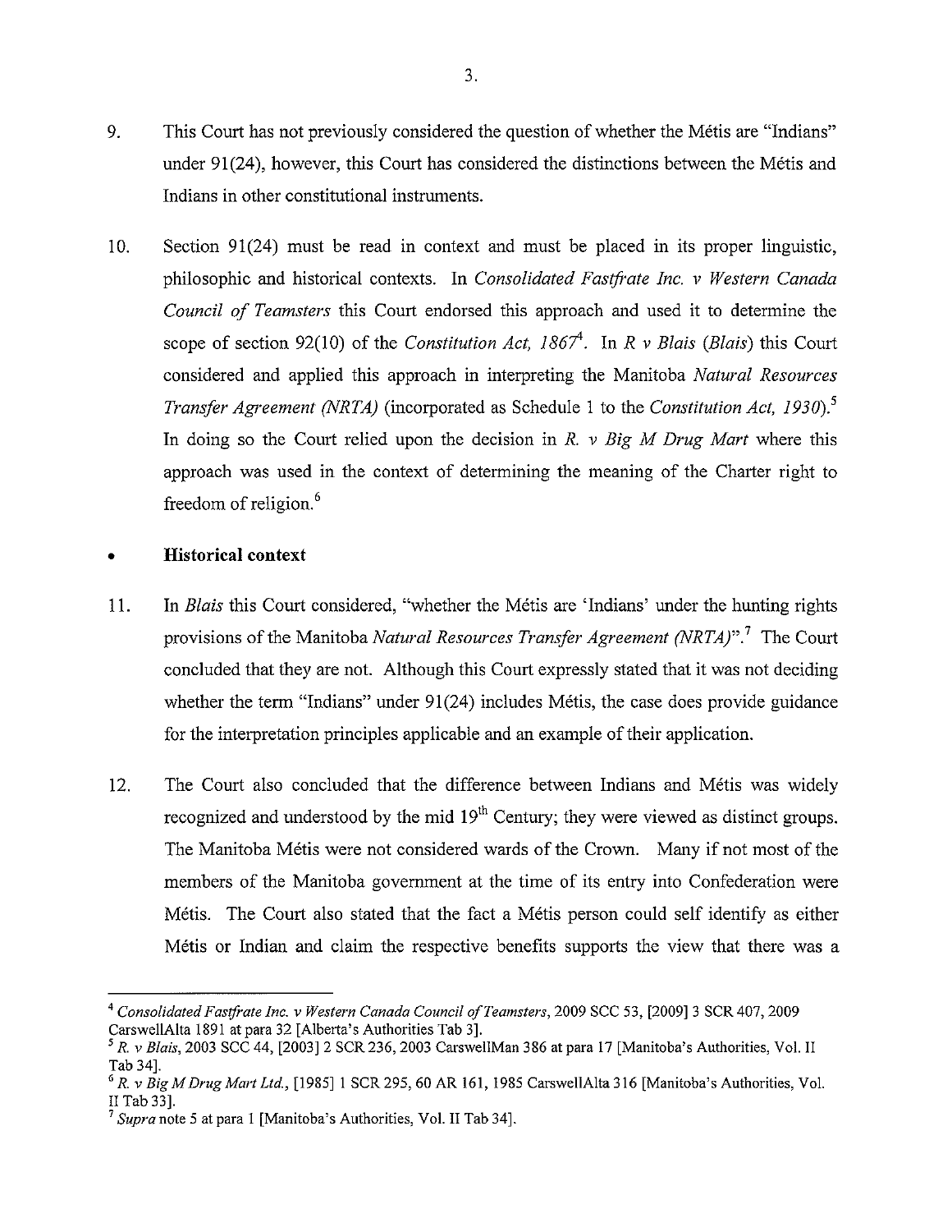9. This Court has not previously considered the question of whether the Métis are "Indians" under 91(24), however, this Court has considered the distinctions between the Métis and Indians in other constitutional instruments.

10. Section 91(24) must be read in context and must be placed in its proper linguistic, philosophic and historical contexts. In *Consolidated Fastfrate Inc. v Western Canada Council of Teamsters* this Court endorsed this approach and used it to determine the scope of section 92(10) of the *Constitution Act, 1867*[4]. In *R v Blais* (*Blais*) this Court considered and applied this approach in interpreting the Manitoba *Natural Resources Transfer Agreement (NRTA)* (incorporated as Schedule 1 to the *Constitution Act, 1930*).[5] In doing so the Court relied upon the decision in *R. v Big M Drug Mart* where this approach was used in the context of determining the meaning of the Charter right to freedom of religion.[6]

- **Historical context**

11. In *Blais* this Court considered, "whether the Métis are 'Indians' under the hunting rights provisions of the Manitoba *Natural Resources Transfer Agreement (NRTA)*".[7] The Court concluded that they are not. Although this Court expressly stated that it was not deciding whether the term "Indians" under 91(24) includes Métis, the case does provide guidance for the interpretation principles applicable and an example of their application.

12. The Court also concluded that the difference between Indians and Métis was widely recognized and understood by the mid 19th Century; they were viewed as distinct groups. The Manitoba Métis were not considered wards of the Crown. Many if not most of the members of the Manitoba government at the time of its entry into Confederation were Métis. The Court also stated that the fact a Métis person could self identify as either Métis or Indian and claim the respective benefits supports the view that there was a

---

[4] *Consolidated Fastfrate Inc. v Western Canada Council of Teamsters*, 2009 SCC 53, [2009] 3 SCR 407, 2009 CarswellAlta 1891 at para 32 [Alberta's Authorities Tab 3].

[5] *R. v Blais*, 2003 SCC 44, [2003] 2 SCR 236, 2003 CarswellMan 386 at para 17 [Manitoba's Authorities, Vol. II Tab 34].

[6] *R. v Big M Drug Mart Ltd.*, [1985] 1 SCR 295, 60 AR 161, 1985 CarswellAlta 316 [Manitoba's Authorities, Vol. II Tab 33].

[7] *Supra* note 5 at para 1 [Manitoba's Authorities, Vol. II Tab 34].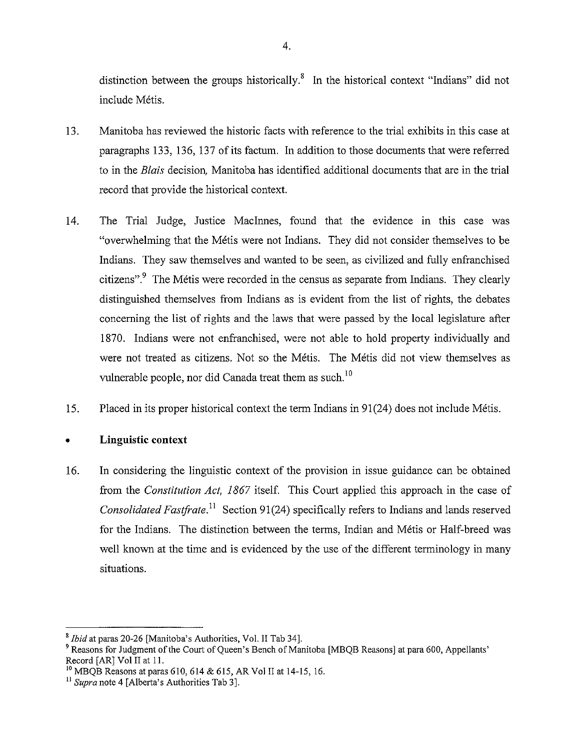distinction between the groups historically.[8] In the historical context "Indians" did not include Métis.

13. Manitoba has reviewed the historic facts with reference to the trial exhibits in this case at paragraphs 133, 136, 137 of its factum. In addition to those documents that were referred to in the *Blais* decision, Manitoba has identified additional documents that are in the trial record that provide the historical context.

14. The Trial Judge, Justice MacInnes, found that the evidence in this case was "overwhelming that the Métis were not Indians. They did not consider themselves to be Indians. They saw themselves and wanted to be seen, as civilized and fully enfranchised citizens".[9] The Métis were recorded in the census as separate from Indians. They clearly distinguished themselves from Indians as is evident from the list of rights, the debates concerning the list of rights and the laws that were passed by the local legislature after 1870. Indians were not enfranchised, were not able to hold property individually and were not treated as citizens. Not so the Métis. The Métis did not view themselves as vulnerable people, nor did Canada treat them as such.[10]

15. Placed in its proper historical context the term Indians in 91(24) does not include Métis.

- **Linguistic context**

16. In considering the linguistic context of the provision in issue guidance can be obtained from the *Constitution Act, 1867* itself. This Court applied this approach in the case of *Consolidated Fastfrate*.[11] Section 91(24) specifically refers to Indians and lands reserved for the Indians. The distinction between the terms, Indian and Métis or Half-breed was well known at the time and is evidenced by the use of the different terminology in many situations.

---

[8] *Ibid* at paras 20-26 [Manitoba's Authorities, Vol. II Tab 34].

[9] Reasons for Judgment of the Court of Queen's Bench of Manitoba [MBQB Reasons] at para 600, Appellants' Record [AR] Vol II at 11.

[10] MBQB Reasons at paras 610, 614 & 615, AR Vol II at 14-15, 16.

[11] *Supra* note 4 [Alberta's Authorities Tab 3].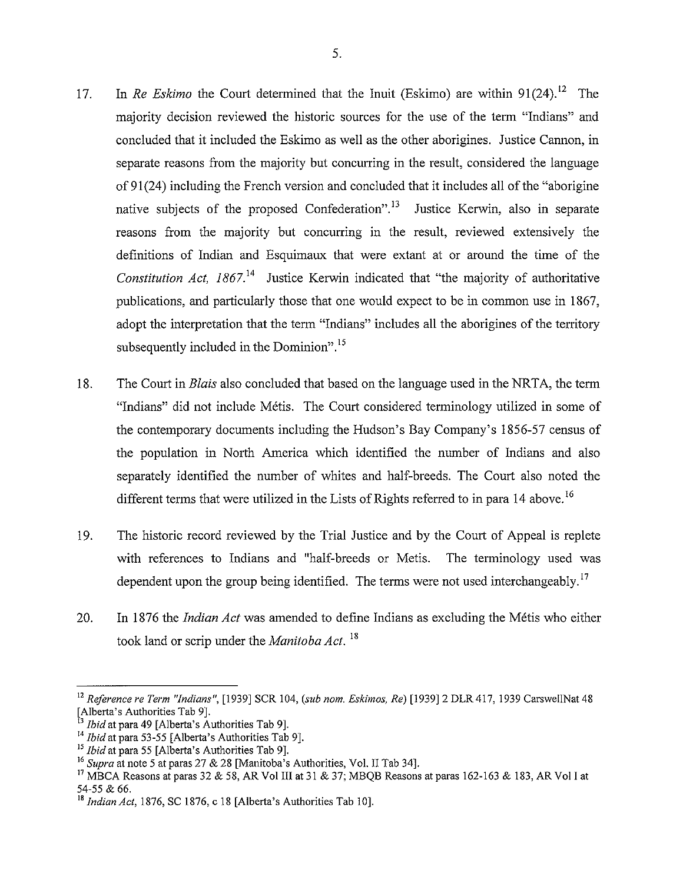17. In *Re Eskimo* the Court determined that the Inuit (Eskimo) are within 91(24).[12] The majority decision reviewed the historic sources for the use of the term "Indians" and concluded that it included the Eskimo as well as the other aborigines. Justice Cannon, in separate reasons from the majority but concurring in the result, considered the language of 91(24) including the French version and concluded that it includes all of the "aborigine native subjects of the proposed Confederation".[13] Justice Kerwin, also in separate reasons from the majority but concurring in the result, reviewed extensively the definitions of Indian and Esquimaux that were extant at or around the time of the *Constitution Act, 1867*.[14] Justice Kerwin indicated that "the majority of authoritative publications, and particularly those that one would expect to be in common use in 1867, adopt the interpretation that the term "Indians" includes all the aborigines of the territory subsequently included in the Dominion".[15]

18. The Court in *Blais* also concluded that based on the language used in the NRTA, the term "Indians" did not include Métis. The Court considered terminology utilized in some of the contemporary documents including the Hudson's Bay Company's 1856-57 census of the population in North America which identified the number of Indians and also separately identified the number of whites and half-breeds. The Court also noted the different terms that were utilized in the Lists of Rights referred to in para 14 above.[16]

19. The historic record reviewed by the Trial Justice and by the Court of Appeal is replete with references to Indians and "half-breeds or Metis. The terminology used was dependent upon the group being identified. The terms were not used interchangeably.[17]

20. In 1876 the *Indian Act* was amended to define Indians as excluding the Métis who either took land or scrip under the *Manitoba Act*.[18]

---

[12] *Reference re Term "Indians"*, [1939] SCR 104, (*sub nom. Eskimos, Re*) [1939] 2 DLR 417, 1939 CarswellNat 48 [Alberta's Authorities Tab 9].

[13] *Ibid* at para 49 [Alberta's Authorities Tab 9].

[14] *Ibid* at para 53-55 [Alberta's Authorities Tab 9].

[15] *Ibid* at para 55 [Alberta's Authorities Tab 9].

[16] *Supra* at note 5 at paras 27 & 28 [Manitoba's Authorities, Vol. II Tab 34].

[17] MBCA Reasons at paras 32 & 58, AR Vol III at 31 & 37; MBQB Reasons at paras 162-163 & 183, AR Vol I at 54-55 & 66.

[18] *Indian Act*, 1876, SC 1876, c 18 [Alberta's Authorities Tab 10].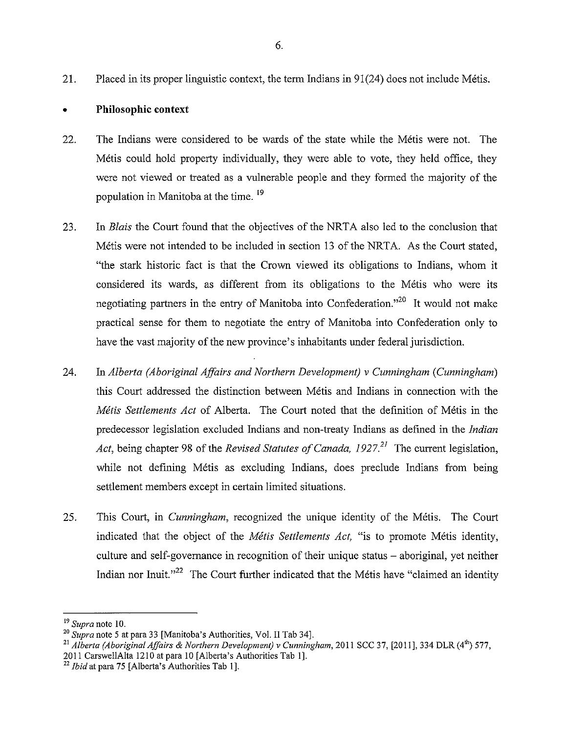21. Placed in its proper linguistic context, the term Indians in 91(24) does not include Métis.

- **Philosophic context**

22. The Indians were considered to be wards of the state while the Métis were not. The Métis could hold property individually, they were able to vote, they held office, they were not viewed or treated as a vulnerable people and they formed the majority of the population in Manitoba at the time.[19]

23. In *Blais* the Court found that the objectives of the NRTA also led to the conclusion that Métis were not intended to be included in section 13 of the NRTA. As the Court stated, "the stark historic fact is that the Crown viewed its obligations to Indians, whom it considered its wards, as different from its obligations to the Métis who were its negotiating partners in the entry of Manitoba into Confederation."[20] It would not make practical sense for them to negotiate the entry of Manitoba into Confederation only to have the vast majority of the new province's inhabitants under federal jurisdiction.

24. In *Alberta (Aboriginal Affairs and Northern Development) v Cunningham (Cunningham)* this Court addressed the distinction between Métis and Indians in connection with the *Métis Settlements Act* of Alberta. The Court noted that the definition of Métis in the predecessor legislation excluded Indians and non-treaty Indians as defined in the *Indian Act*, being chapter 98 of the *Revised Statutes of Canada, 1927*.[21] The current legislation, while not defining Métis as excluding Indians, does preclude Indians from being settlement members except in certain limited situations.

25. This Court, in *Cunningham*, recognized the unique identity of the Métis. The Court indicated that the object of the *Métis Settlements Act*, "is to promote Métis identity, culture and self-governance in recognition of their unique status – aboriginal, yet neither Indian nor Inuit."[22] The Court further indicated that the Métis have "claimed an identity

---

[19] *Supra* note 10.

[20] *Supra* note 5 at para 33 [Manitoba's Authorities, Vol. II Tab 34].

[21] *Alberta (Aboriginal Affairs & Northern Development) v Cunningham*, 2011 SCC 37, [2011], 334 DLR (4th) 577, 2011 CarswellAlta 1210 at para 10 [Alberta's Authorities Tab 1].

[22] *Ibid* at para 75 [Alberta's Authorities Tab 1].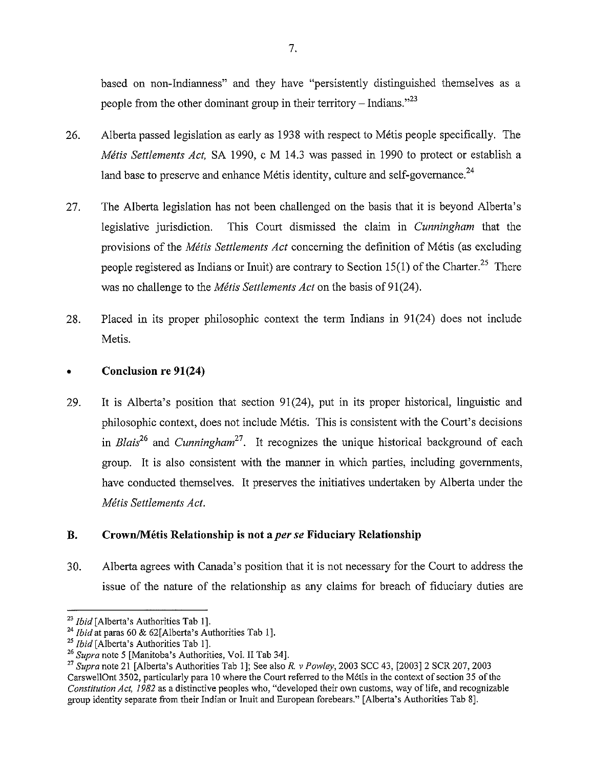based on non-Indianness" and they have "persistently distinguished themselves as a people from the other dominant group in their territory – Indians."[23]

26. Alberta passed legislation as early as 1938 with respect to Métis people specifically. The *Métis Settlements Act,* SA 1990, c M 14.3 was passed in 1990 to protect or establish a land base to preserve and enhance Métis identity, culture and self-governance.[24]

27. The Alberta legislation has not been challenged on the basis that it is beyond Alberta's legislative jurisdiction. This Court dismissed the claim in *Cunningham* that the provisions of the *Métis Settlements Act* concerning the definition of Métis (as excluding people registered as Indians or Inuit) are contrary to Section 15(1) of the Charter.[25] There was no challenge to the *Métis Settlements Act* on the basis of 91(24).

28. Placed in its proper philosophic context the term Indians in 91(24) does not include Metis.

- **Conclusion re 91(24)**

29. It is Alberta's position that section 91(24), put in its proper historical, linguistic and philosophic context, does not include Métis. This is consistent with the Court's decisions in *Blais*[26] and *Cunningham*[27]. It recognizes the unique historical background of each group. It is also consistent with the manner in which parties, including governments, have conducted themselves. It preserves the initiatives undertaken by Alberta under the *Métis Settlements Act.*

## B. Crown/Métis Relationship is not a *per se* Fiduciary Relationship

30. Alberta agrees with Canada's position that it is not necessary for the Court to address the issue of the nature of the relationship as any claims for breach of fiduciary duties are

---

[23] *Ibid* [Alberta's Authorities Tab 1].

[24] *Ibid* at paras 60 & 62[Alberta's Authorities Tab 1].

[25] *Ibid* [Alberta's Authorities Tab 1].

[26] *Supra* note 5 [Manitoba's Authorities, Vol. II Tab 34].

[27] *Supra* note 21 [Alberta's Authorities Tab 1]; See also *R. v Powley*, 2003 SCC 43, [2003] 2 SCR 207, 2003 CarswellOnt 3502, particularly para 10 where the Court referred to the Métis in the context of section 35 of the *Constitution Act, 1982* as a distinctive peoples who, "developed their own customs, way of life, and recognizable group identity separate from their Indian or Inuit and European forebears." [Alberta's Authorities Tab 8].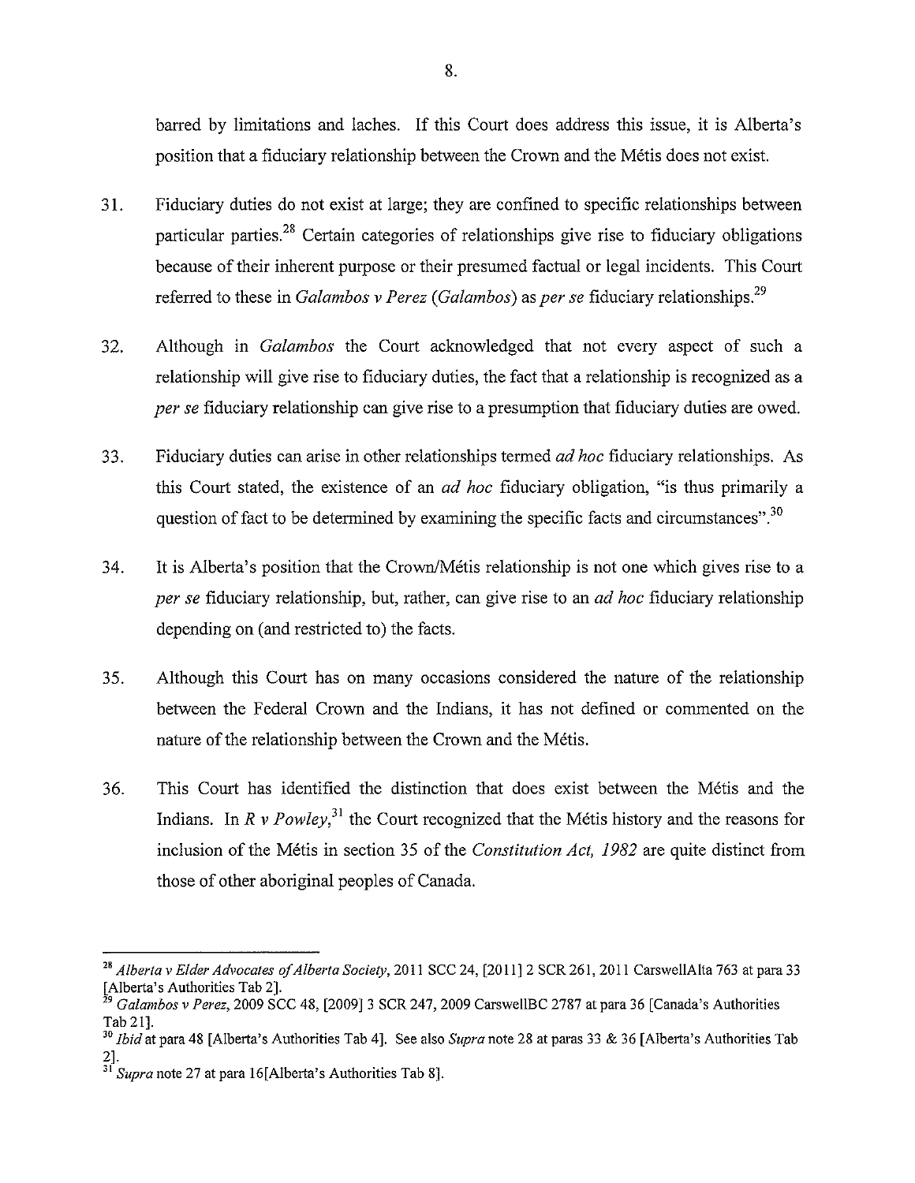barred by limitations and laches. If this Court does address this issue, it is Alberta's position that a fiduciary relationship between the Crown and the Métis does not exist.

31. Fiduciary duties do not exist at large; they are confined to specific relationships between particular parties.[28] Certain categories of relationships give rise to fiduciary obligations because of their inherent purpose or their presumed factual or legal incidents. This Court referred to these in *Galambos v Perez* (*Galambos*) as *per se* fiduciary relationships.[29]

32. Although in *Galambos* the Court acknowledged that not every aspect of such a relationship will give rise to fiduciary duties, the fact that a relationship is recognized as a *per se* fiduciary relationship can give rise to a presumption that fiduciary duties are owed.

33. Fiduciary duties can arise in other relationships termed *ad hoc* fiduciary relationships. As this Court stated, the existence of an *ad hoc* fiduciary obligation, "is thus primarily a question of fact to be determined by examining the specific facts and circumstances".[30]

34. It is Alberta's position that the Crown/Métis relationship is not one which gives rise to a *per se* fiduciary relationship, but, rather, can give rise to an *ad hoc* fiduciary relationship depending on (and restricted to) the facts.

35. Although this Court has on many occasions considered the nature of the relationship between the Federal Crown and the Indians, it has not defined or commented on the nature of the relationship between the Crown and the Métis.

36. This Court has identified the distinction that does exist between the Métis and the Indians. In *R v Powley*,[31] the Court recognized that the Métis history and the reasons for inclusion of the Métis in section 35 of the *Constitution Act, 1982* are quite distinct from those of other aboriginal peoples of Canada.

---

[28] *Alberta v Elder Advocates of Alberta Society*, 2011 SCC 24, [2011] 2 SCR 261, 2011 CarswellAlta 763 at para 33 [Alberta's Authorities Tab 2].

[29] *Galambos v Perez*, 2009 SCC 48, [2009] 3 SCR 247, 2009 CarswellBC 2787 at para 36 [Canada's Authorities Tab 21].

[30] *Ibid* at para 48 [Alberta's Authorities Tab 4]. See also *Supra* note 28 at paras 33 & 36 [Alberta's Authorities Tab 2].

[31] *Supra* note 27 at para 16[Alberta's Authorities Tab 8].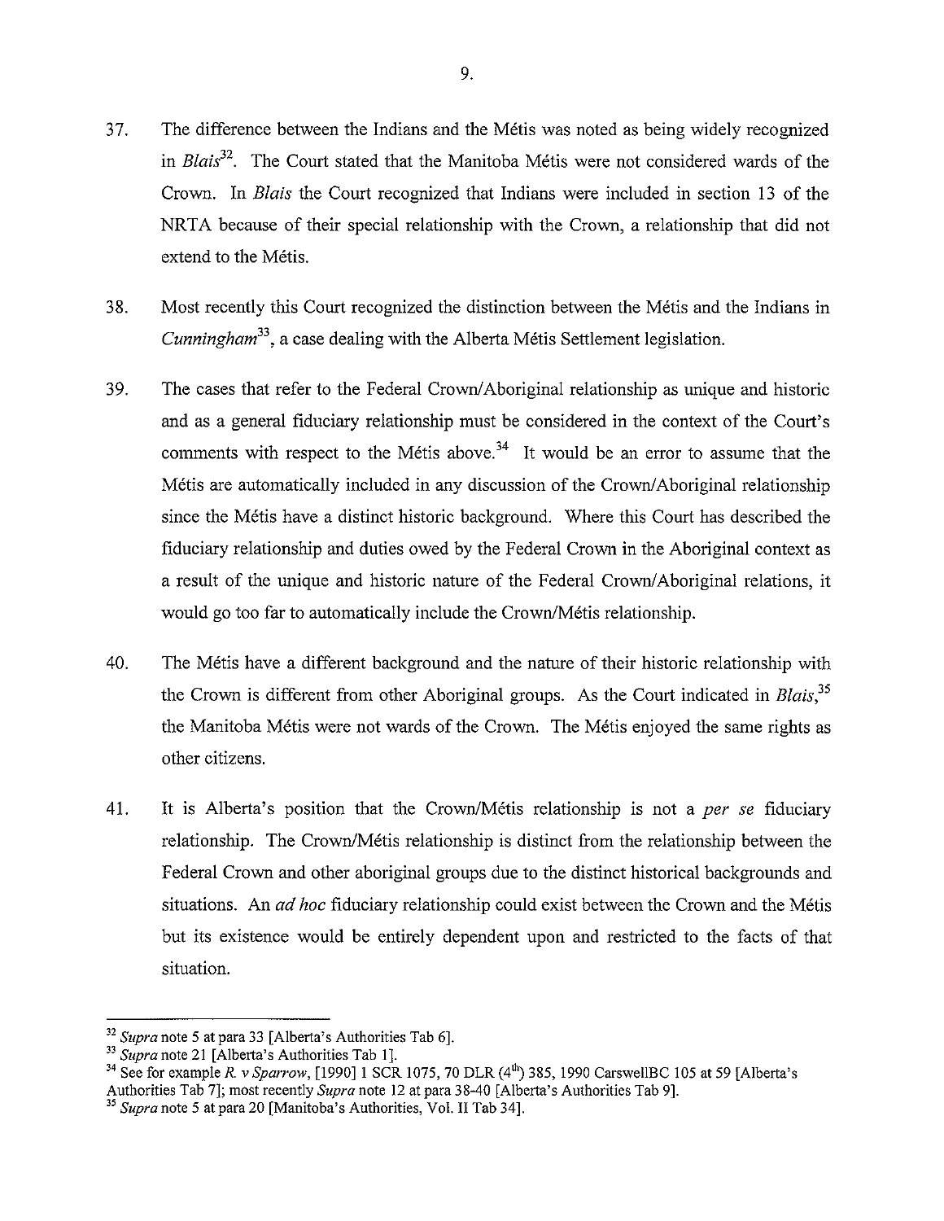37. The difference between the Indians and the Métis was noted as being widely recognized in *Blais*[32]. The Court stated that the Manitoba Métis were not considered wards of the Crown. In *Blais* the Court recognized that Indians were included in section 13 of the NRTA because of their special relationship with the Crown, a relationship that did not extend to the Métis.

38. Most recently this Court recognized the distinction between the Métis and the Indians in *Cunningham*[33], a case dealing with the Alberta Métis Settlement legislation.

39. The cases that refer to the Federal Crown/Aboriginal relationship as unique and historic and as a general fiduciary relationship must be considered in the context of the Court's comments with respect to the Métis above.[34] It would be an error to assume that the Métis are automatically included in any discussion of the Crown/Aboriginal relationship since the Métis have a distinct historic background. Where this Court has described the fiduciary relationship and duties owed by the Federal Crown in the Aboriginal context as a result of the unique and historic nature of the Federal Crown/Aboriginal relations, it would go too far to automatically include the Crown/Métis relationship.

40. The Métis have a different background and the nature of their historic relationship with the Crown is different from other Aboriginal groups. As the Court indicated in *Blais*,[35] the Manitoba Métis were not wards of the Crown. The Métis enjoyed the same rights as other citizens.

41. It is Alberta's position that the Crown/Métis relationship is not a *per se* fiduciary relationship. The Crown/Métis relationship is distinct from the relationship between the Federal Crown and other aboriginal groups due to the distinct historical backgrounds and situations. An *ad hoc* fiduciary relationship could exist between the Crown and the Métis but its existence would be entirely dependent upon and restricted to the facts of that situation.

---

[32] *Supra* note 5 at para 33 [Alberta's Authorities Tab 6].

[33] *Supra* note 21 [Alberta's Authorities Tab 1].

[34] See for example *R. v Sparrow*, [1990] 1 SCR 1075, 70 DLR (4th) 385, 1990 CarswellBC 105 at 59 [Alberta's Authorities Tab 7]; most recently *Supra* note 12 at para 38-40 [Alberta's Authorities Tab 9].

[35] *Supra* note 5 at para 20 [Manitoba's Authorities, Vol. II Tab 34].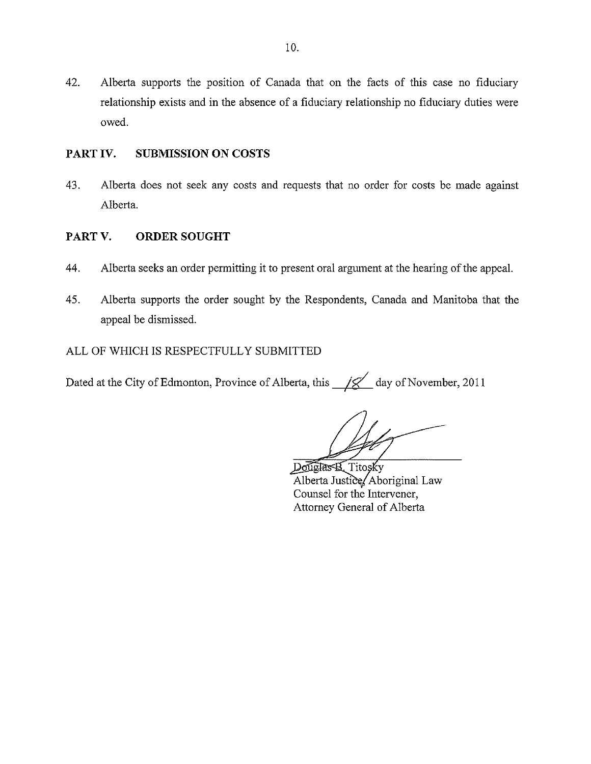42. Alberta supports the position of Canada that on the facts of this case no fiduciary relationship exists and in the absence of a fiduciary relationship no fiduciary duties were owed.

## PART IV. SUBMISSION ON COSTS

43. Alberta does not seek any costs and requests that no order for costs be made against Alberta.

## PART V. ORDER SOUGHT

44. Alberta seeks an order permitting it to present oral argument at the hearing of the appeal.

45. Alberta supports the order sought by the Respondents, Canada and Manitoba that the appeal be dismissed.

ALL OF WHICH IS RESPECTFULLY SUBMITTED

Dated at the City of Edmonton, Province of Alberta, this 18 day of November, 2011

Douglas B. Titosky
Alberta Justice, Aboriginal Law
Counsel for the Intervener,
Attorney General of Alberta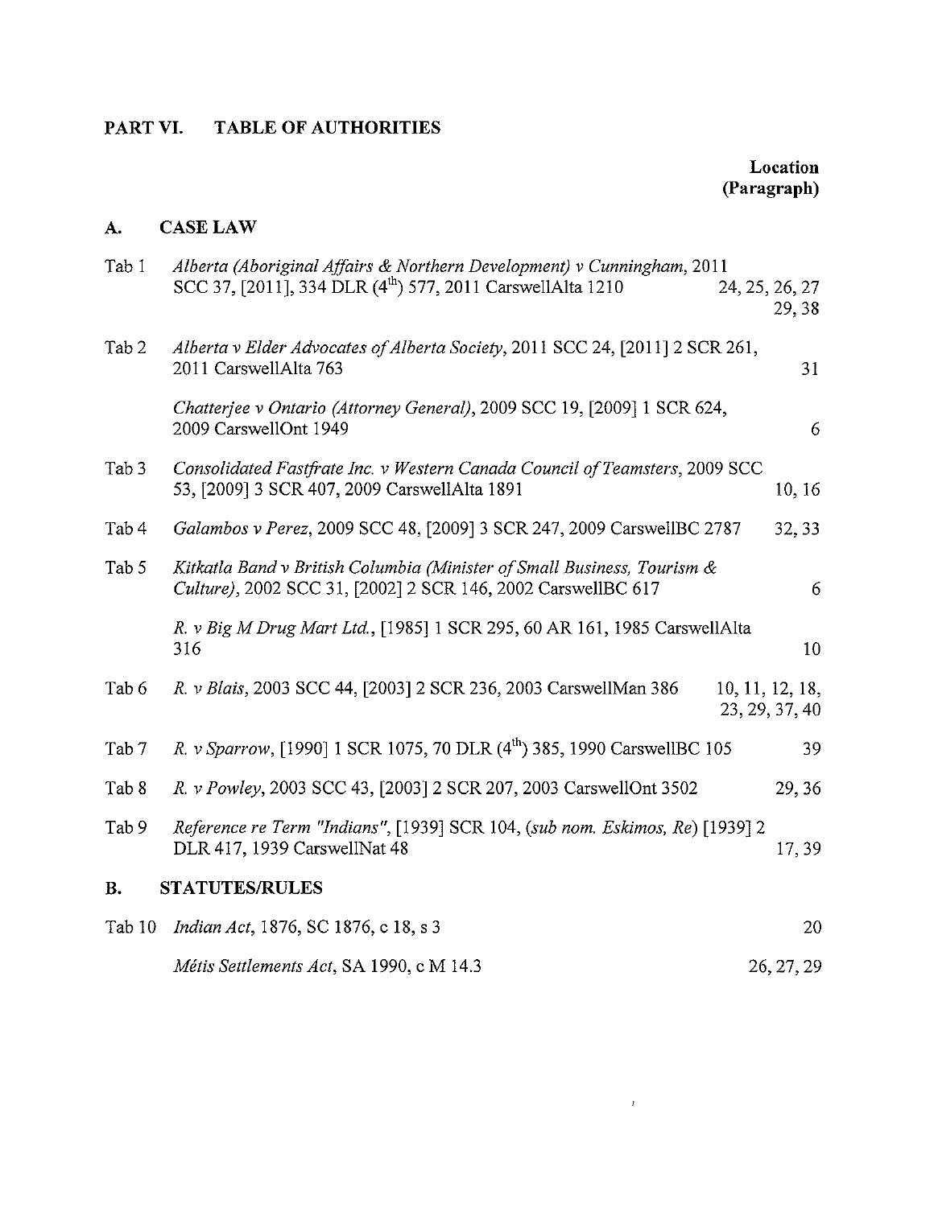## PART VI. TABLE OF AUTHORITIES

| | | Location (Paragraph) |
|---|---|---|
| **A.** | **CASE LAW** | |
| Tab 1 | *Alberta (Aboriginal Affairs & Northern Development) v Cunningham*, 2011 SCC 37, [2011], 334 DLR ($4^{th}$) 577, 2011 CarswellAlta 1210 | 24, 25, 26, 27 29, 38 |
| Tab 2 | *Alberta v Elder Advocates of Alberta Society*, 2011 SCC 24, [2011] 2 SCR 261, 2011 CarswellAlta 763 | 31 |
| | *Chatterjee v Ontario (Attorney General)*, 2009 SCC 19, [2009] 1 SCR 624, 2009 CarswellOnt 1949 | 6 |
| Tab 3 | *Consolidated Fastfrate Inc. v Western Canada Council of Teamsters*, 2009 SCC 53, [2009] 3 SCR 407, 2009 CarswellAlta 1891 | 10, 16 |
| Tab 4 | *Galambos v Perez*, 2009 SCC 48, [2009] 3 SCR 247, 2009 CarswellBC 2787 | 32, 33 |
| Tab 5 | *Kitkatla Band v British Columbia (Minister of Small Business, Tourism & Culture)*, 2002 SCC 31, [2002] 2 SCR 146, 2002 CarswellBC 617 | 6 |
| | *R. v Big M Drug Mart Ltd.*, [1985] 1 SCR 295, 60 AR 161, 1985 CarswellAlta 316 | 10 |
| Tab 6 | *R. v Blais*, 2003 SCC 44, [2003] 2 SCR 236, 2003 CarswellMan 386 | 10, 11, 12, 18, 23, 29, 37, 40 |
| Tab 7 | *R. v Sparrow*, [1990] 1 SCR 1075, 70 DLR ($4^{th}$) 385, 1990 CarswellBC 105 | 39 |
| Tab 8 | *R. v Powley*, 2003 SCC 43, [2003] 2 SCR 207, 2003 CarswellOnt 3502 | 29, 36 |
| Tab 9 | *Reference re Term "Indians"*, [1939] SCR 104, (*sub nom. Eskimos, Re*) [1939] 2 DLR 417, 1939 CarswellNat 48 | 17, 39 |
| **B.** | **STATUTES/RULES** | |
| Tab 10 | *Indian Act*, 1876, SC 1876, c 18, s 3 | 20 |
| | *Métis Settlements Act*, SA 1990, c M 14.3 | 26, 27, 29 |